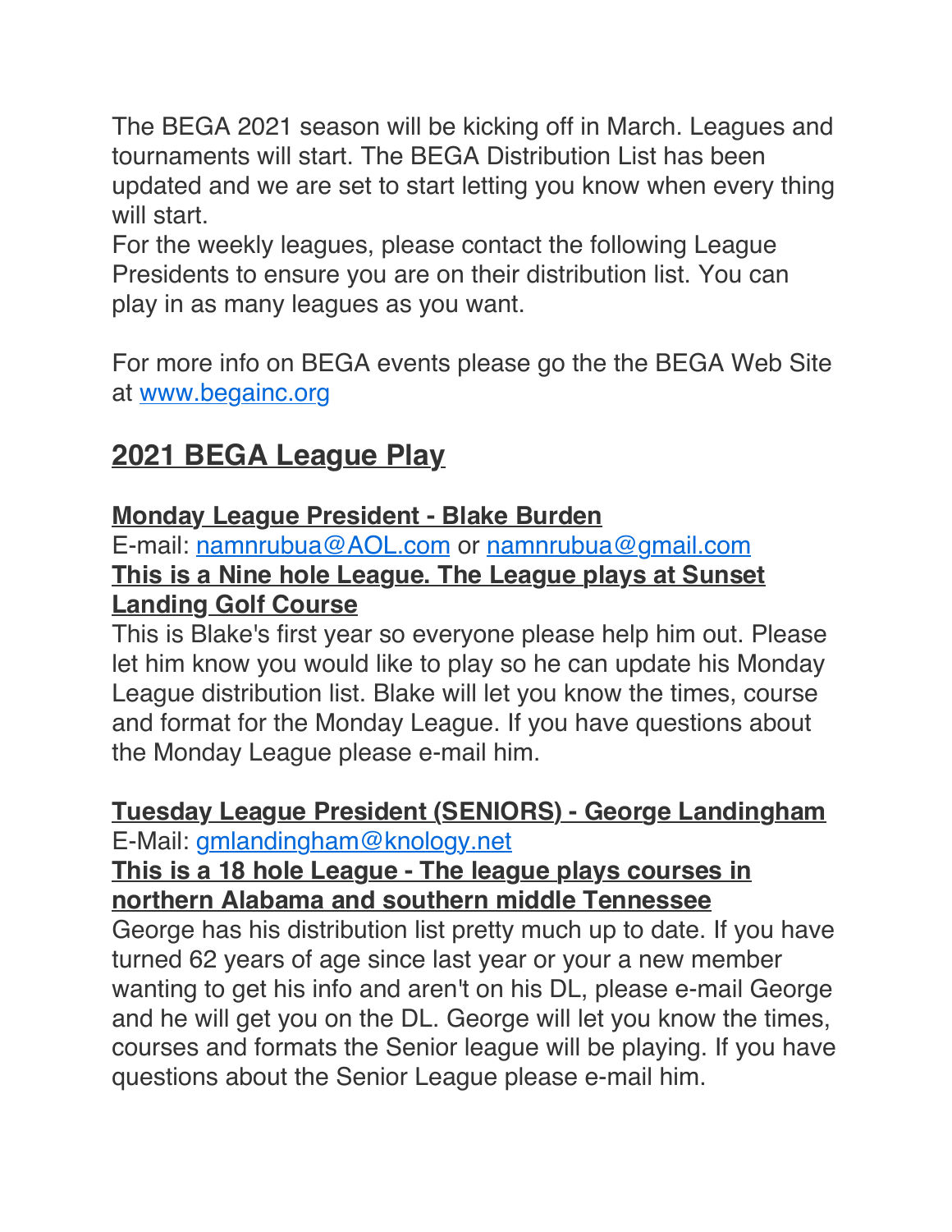The BEGA 2021 season will be kicking off in March. Leagues and tournaments will start. The BEGA Distribution List has been updated and we are set to start letting you know when every thing will start.
For the weekly leagues, please contact the following League Presidents to ensure you are on their distribution list. You can play in as many leagues as you want.

For more info on BEGA events please go the the BEGA Web Site at [www.begainc.org](http://www.begainc.org)

## 2021 BEGA League Play

**Monday League President - Blake Burden**
E-mail: [namnrubua@AOL.com](mailto:namnrubua@AOL.com) or [namnrubua@gmail.com](mailto:namnrubua@gmail.com)
**This is a Nine hole League. The League plays at Sunset Landing Golf Course**
This is Blake's first year so everyone please help him out. Please let him know you would like to play so he can update his Monday League distribution list. Blake will let you know the times, course and format for the Monday League. If you have questions about the Monday League please e-mail him.

**Tuesday League President (SENIORS) - George Landingham**
E-Mail: [gmlandingham@knology.net](mailto:gmlandingham@knology.net)
**This is a 18 hole League - The league plays courses in northern Alabama and southern middle Tennessee**
George has his distribution list pretty much up to date. If you have turned 62 years of age since last year or your a new member wanting to get his info and aren't on his DL, please e-mail George and he will get you on the DL. George will let you know the times, courses and formats the Senior league will be playing. If you have questions about the Senior League please e-mail him.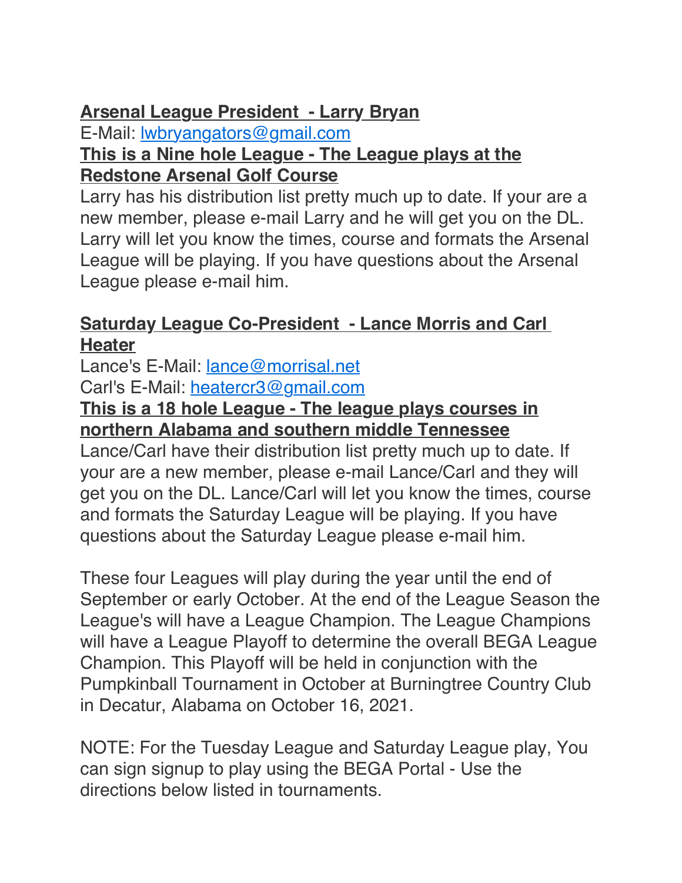**Arsenal League President - Larry Bryan**

E-Mail: lwbryangators@gmail.com

**This is a Nine hole League - The League plays at the Redstone Arsenal Golf Course**

Larry has his distribution list pretty much up to date. If your are a new member, please e-mail Larry and he will get you on the DL. Larry will let you know the times, course and formats the Arsenal League will be playing. If you have questions about the Arsenal League please e-mail him.

**Saturday League Co-President - Lance Morris and Carl Heater**

Lance's E-Mail: lance@morrisal.net

Carl's E-Mail: heatercr3@gmail.com

**This is a 18 hole League - The league plays courses in northern Alabama and southern middle Tennessee**

Lance/Carl have their distribution list pretty much up to date. If your are a new member, please e-mail Lance/Carl and they will get you on the DL. Lance/Carl will let you know the times, course and formats the Saturday League will be playing. If you have questions about the Saturday League please e-mail him.

These four Leagues will play during the year until the end of September or early October. At the end of the League Season the League's will have a League Champion. The League Champions will have a League Playoff to determine the overall BEGA League Champion. This Playoff will be held in conjunction with the Pumpkinball Tournament in October at Burningtree Country Club in Decatur, Alabama on October 16, 2021.

NOTE: For the Tuesday League and Saturday League play, You can sign signup to play using the BEGA Portal - Use the directions below listed in tournaments.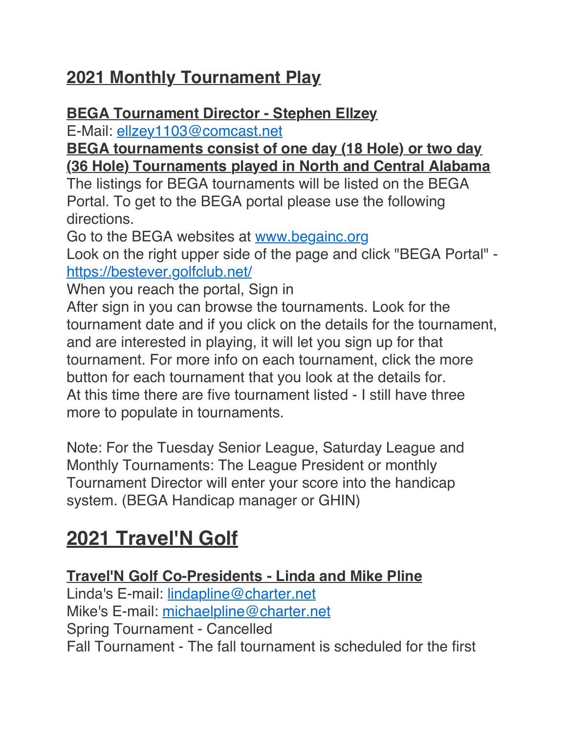## 2021 Monthly Tournament Play

**BEGA Tournament Director - Stephen Ellzey**

E-Mail: [ellzey1103@comcast.net](mailto:ellzey1103@comcast.net)

**BEGA tournaments consist of one day (18 Hole) or two day (36 Hole) Tournaments played in North and Central Alabama**

The listings for BEGA tournaments will be listed on the BEGA Portal. To get to the BEGA portal please use the following directions.

Go to the BEGA websites at [www.begainc.org](http://www.begainc.org)

Look on the right upper side of the page and click "BEGA Portal" - [https://bestever.golfclub.net/](https://bestever.golfclub.net/)

When you reach the portal, Sign in

After sign in you can browse the tournaments. Look for the tournament date and if you click on the details for the tournament, and are interested in playing, it will let you sign up for that tournament. For more info on each tournament, click the more button for each tournament that you look at the details for.

At this time there are five tournament listed - I still have three more to populate in tournaments.

Note: For the Tuesday Senior League, Saturday League and Monthly Tournaments: The League President or monthly Tournament Director will enter your score into the handicap system. (BEGA Handicap manager or GHIN)

# 2021 Travel'N Golf

**Travel'N Golf Co-Presidents - Linda and Mike Pline**

Linda's E-mail: [lindapline@charter.net](mailto:lindapline@charter.net)

Mike's E-mail: [michaelpline@charter.net](mailto:michaelpline@charter.net)

Spring Tournament - Cancelled

Fall Tournament - The fall tournament is scheduled for the first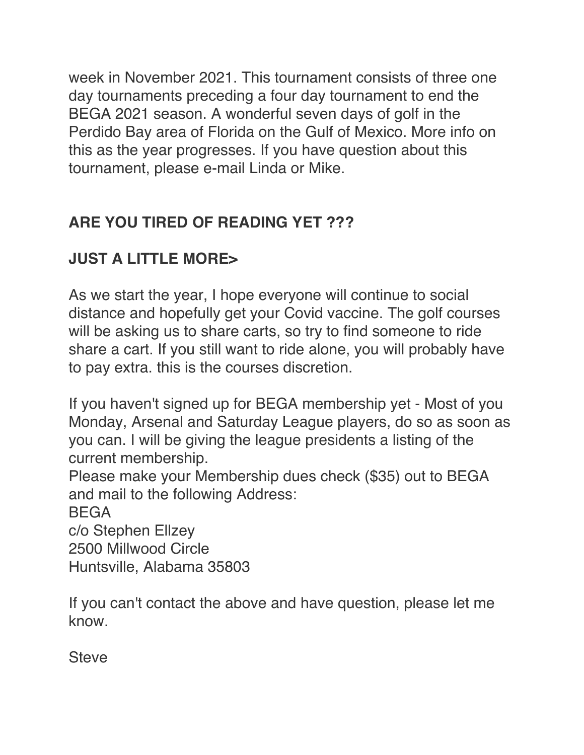week in November 2021. This tournament consists of three one day tournaments preceding a four day tournament to end the BEGA 2021 season. A wonderful seven days of golf in the Perdido Bay area of Florida on the Gulf of Mexico. More info on this as the year progresses. If you have question about this tournament, please e-mail Linda or Mike.

**ARE YOU TIRED OF READING YET ???**

**JUST A LITTLE MORE>**

As we start the year, I hope everyone will continue to social distance and hopefully get your Covid vaccine. The golf courses will be asking us to share carts, so try to find someone to ride share a cart. If you still want to ride alone, you will probably have to pay extra. this is the courses discretion.

If you haven't signed up for BEGA membership yet - Most of you Monday, Arsenal and Saturday League players, do so as soon as you can. I will be giving the league presidents a listing of the current membership.
Please make your Membership dues check ($35) out to BEGA and mail to the following Address:
BEGA
c/o Stephen Ellzey
2500 Millwood Circle
Huntsville, Alabama 35803

If you can't contact the above and have question, please let me know.

Steve